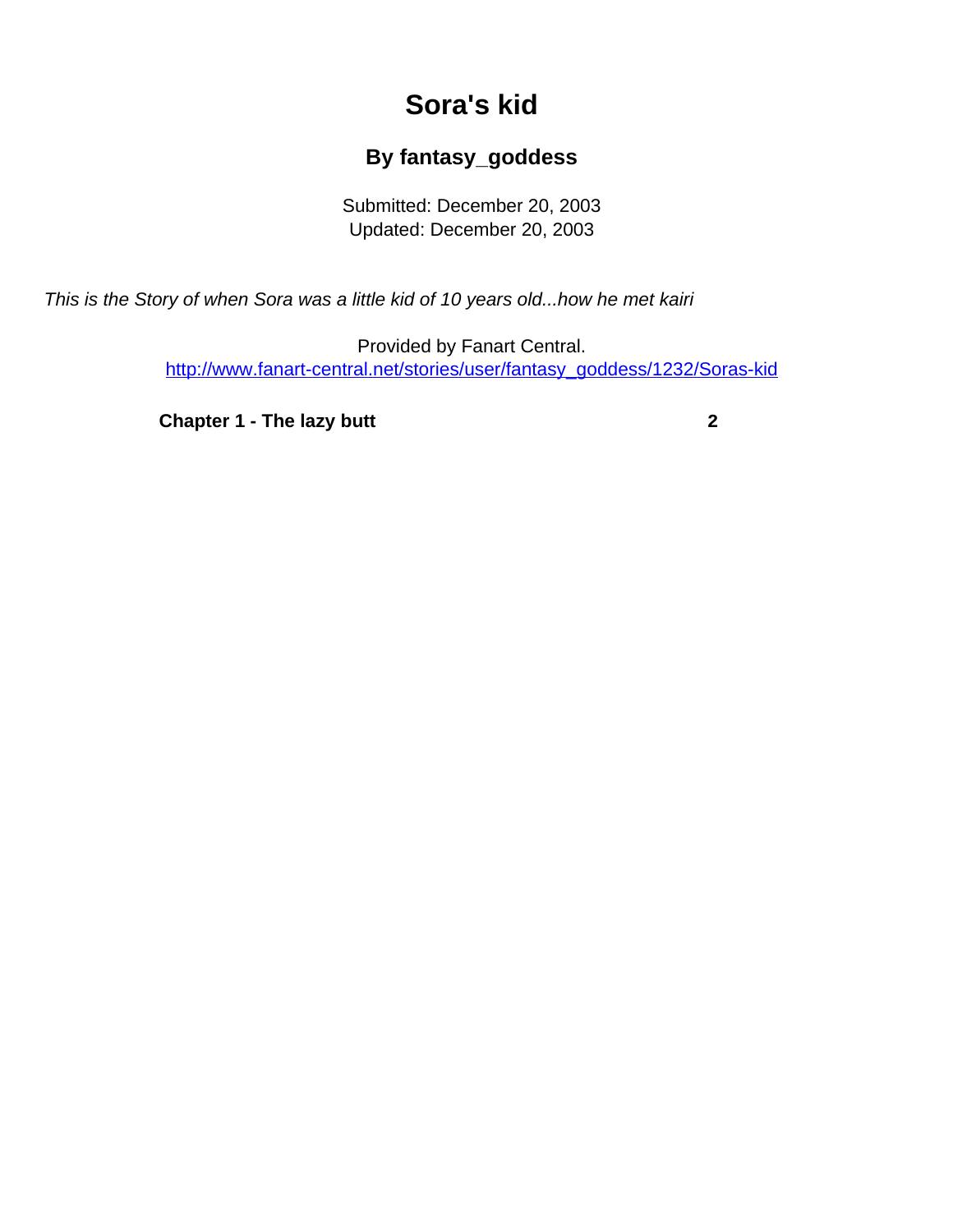# Sora's kid

### By fantasy_goddess

Submitted: December 20, 2003
Updated: December 20, 2003

*This is the Story of when Sora was a little kid of 10 years old...how he met kairi*

Provided by Fanart Central.
[http://www.fanart-central.net/stories/user/fantasy_goddess/1232/Soras-kid](http://www.fanart-central.net/stories/user/fantasy_goddess/1232/Soras-kid)

**Chapter 1 - The lazy butt** **2**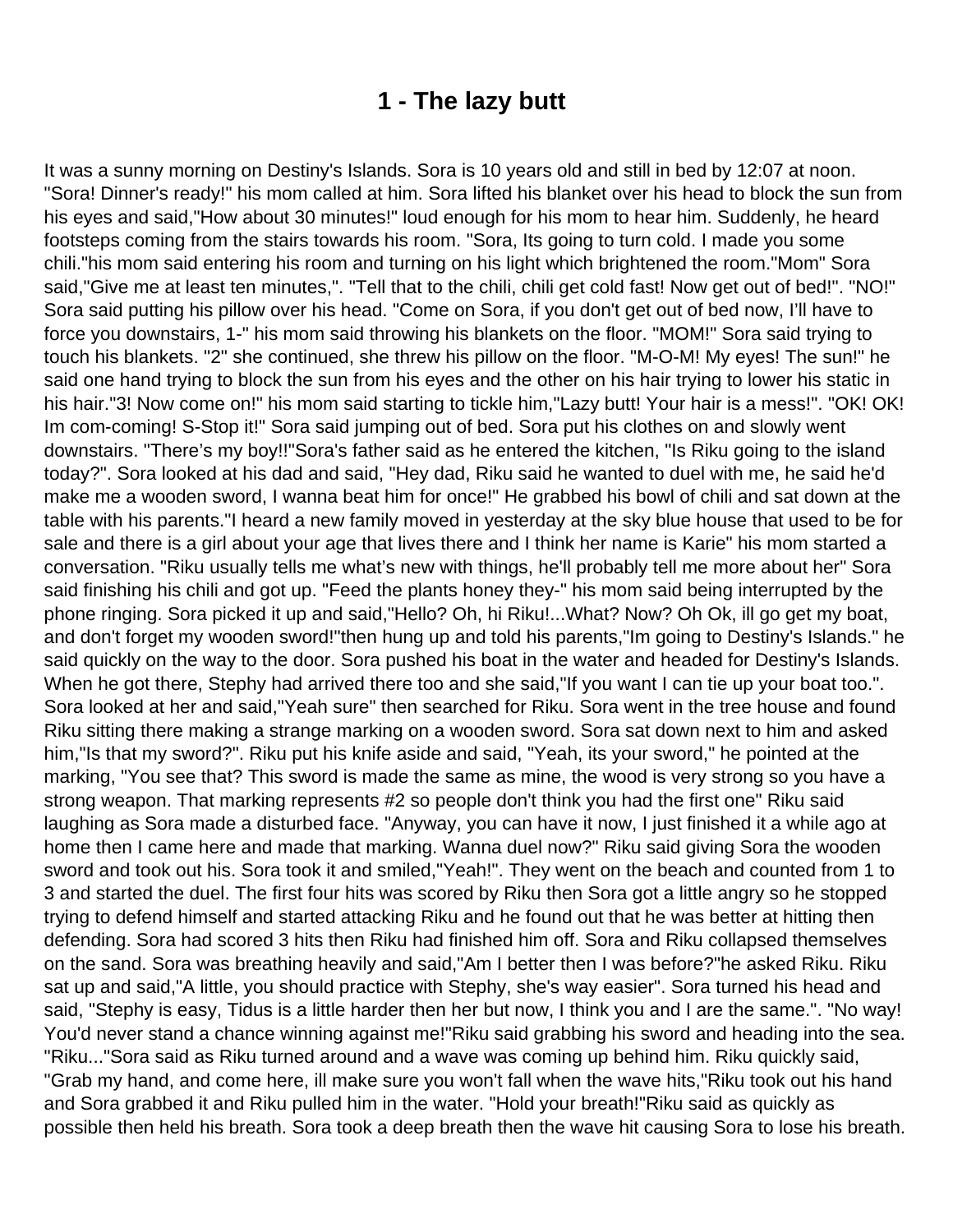# 1 - The lazy butt

It was a sunny morning on Destiny's Islands. Sora is 10 years old and still in bed by 12:07 at noon. "Sora! Dinner's ready!" his mom called at him. Sora lifted his blanket over his head to block the sun from his eyes and said,"How about 30 minutes!" loud enough for his mom to hear him. Suddenly, he heard footsteps coming from the stairs towards his room. "Sora, Its going to turn cold. I made you some chili."his mom said entering his room and turning on his light which brightened the room."Mom" Sora said,"Give me at least ten minutes,". "Tell that to the chili, chili get cold fast! Now get out of bed!". "NO!" Sora said putting his pillow over his head. "Come on Sora, if you don't get out of bed now, I'll have to force you downstairs, 1-" his mom said throwing his blankets on the floor. "MOM!" Sora said trying to touch his blankets. "2" she continued, she threw his pillow on the floor. "M-O-M! My eyes! The sun!" he said one hand trying to block the sun from his eyes and the other on his hair trying to lower his static in his hair."3! Now come on!" his mom said starting to tickle him,"Lazy butt! Your hair is a mess!". "OK! OK! Im com-coming! S-Stop it!" Sora said jumping out of bed. Sora put his clothes on and slowly went downstairs. "There's my boy!!"Sora's father said as he entered the kitchen, "Is Riku going to the island today?". Sora looked at his dad and said, "Hey dad, Riku said he wanted to duel with me, he said he'd make me a wooden sword, I wanna beat him for once!" He grabbed his bowl of chili and sat down at the table with his parents."I heard a new family moved in yesterday at the sky blue house that used to be for sale and there is a girl about your age that lives there and I think her name is Karie" his mom started a conversation. "Riku usually tells me what's new with things, he'll probably tell me more about her" Sora said finishing his chili and got up. "Feed the plants honey they-" his mom said being interrupted by the phone ringing. Sora picked it up and said,"Hello? Oh, hi Riku!...What? Now? Oh Ok, ill go get my boat, and don't forget my wooden sword!"then hung up and told his parents,"Im going to Destiny's Islands." he said quickly on the way to the door. Sora pushed his boat in the water and headed for Destiny's Islands. When he got there, Stephy had arrived there too and she said,"If you want I can tie up your boat too.". Sora looked at her and said,"Yeah sure" then searched for Riku. Sora went in the tree house and found Riku sitting there making a strange marking on a wooden sword. Sora sat down next to him and asked him,"Is that my sword?". Riku put his knife aside and said, "Yeah, its your sword," he pointed at the marking, "You see that? This sword is made the same as mine, the wood is very strong so you have a strong weapon. That marking represents #2 so people don't think you had the first one" Riku said laughing as Sora made a disturbed face. "Anyway, you can have it now, I just finished it a while ago at home then I came here and made that marking. Wanna duel now?" Riku said giving Sora the wooden sword and took out his. Sora took it and smiled,"Yeah!". They went on the beach and counted from 1 to 3 and started the duel. The first four hits was scored by Riku then Sora got a little angry so he stopped trying to defend himself and started attacking Riku and he found out that he was better at hitting then defending. Sora had scored 3 hits then Riku had finished him off. Sora and Riku collapsed themselves on the sand. Sora was breathing heavily and said,"Am I better then I was before?"he asked Riku. Riku sat up and said,"A little, you should practice with Stephy, she's way easier". Sora turned his head and said, "Stephy is easy, Tidus is a little harder then her but now, I think you and I are the same.". "No way! You'd never stand a chance winning against me!"Riku said grabbing his sword and heading into the sea. "Riku..."Sora said as Riku turned around and a wave was coming up behind him. Riku quickly said, "Grab my hand, and come here, ill make sure you won't fall when the wave hits,"Riku took out his hand and Sora grabbed it and Riku pulled him in the water. "Hold your breath!"Riku said as quickly as possible then held his breath. Sora took a deep breath then the wave hit causing Sora to lose his breath.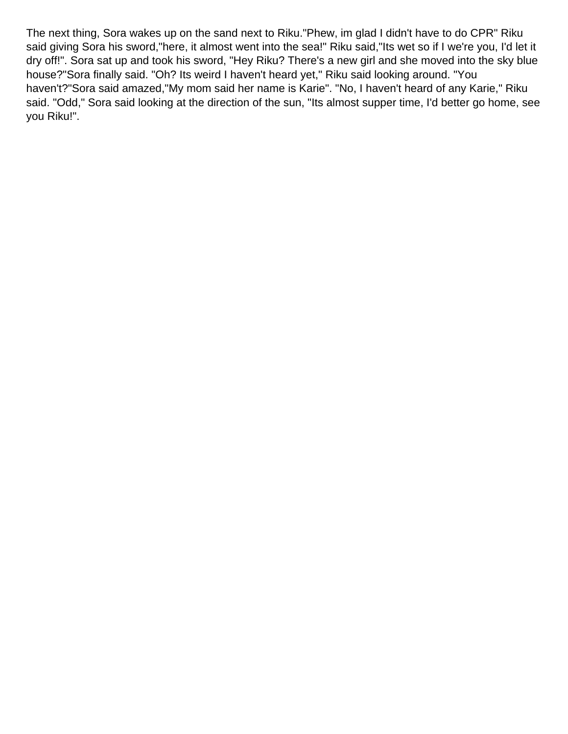The next thing, Sora wakes up on the sand next to Riku."Phew, im glad I didn't have to do CPR" Riku said giving Sora his sword,"here, it almost went into the sea!" Riku said,"Its wet so if I we're you, I'd let it dry off!". Sora sat up and took his sword, "Hey Riku? There's a new girl and she moved into the sky blue house?"Sora finally said. "Oh? Its weird I haven't heard yet," Riku said looking around. "You haven't?"Sora said amazed,"My mom said her name is Karie". "No, I haven't heard of any Karie," Riku said. "Odd," Sora said looking at the direction of the sun, "Its almost supper time, I'd better go home, see you Riku!".